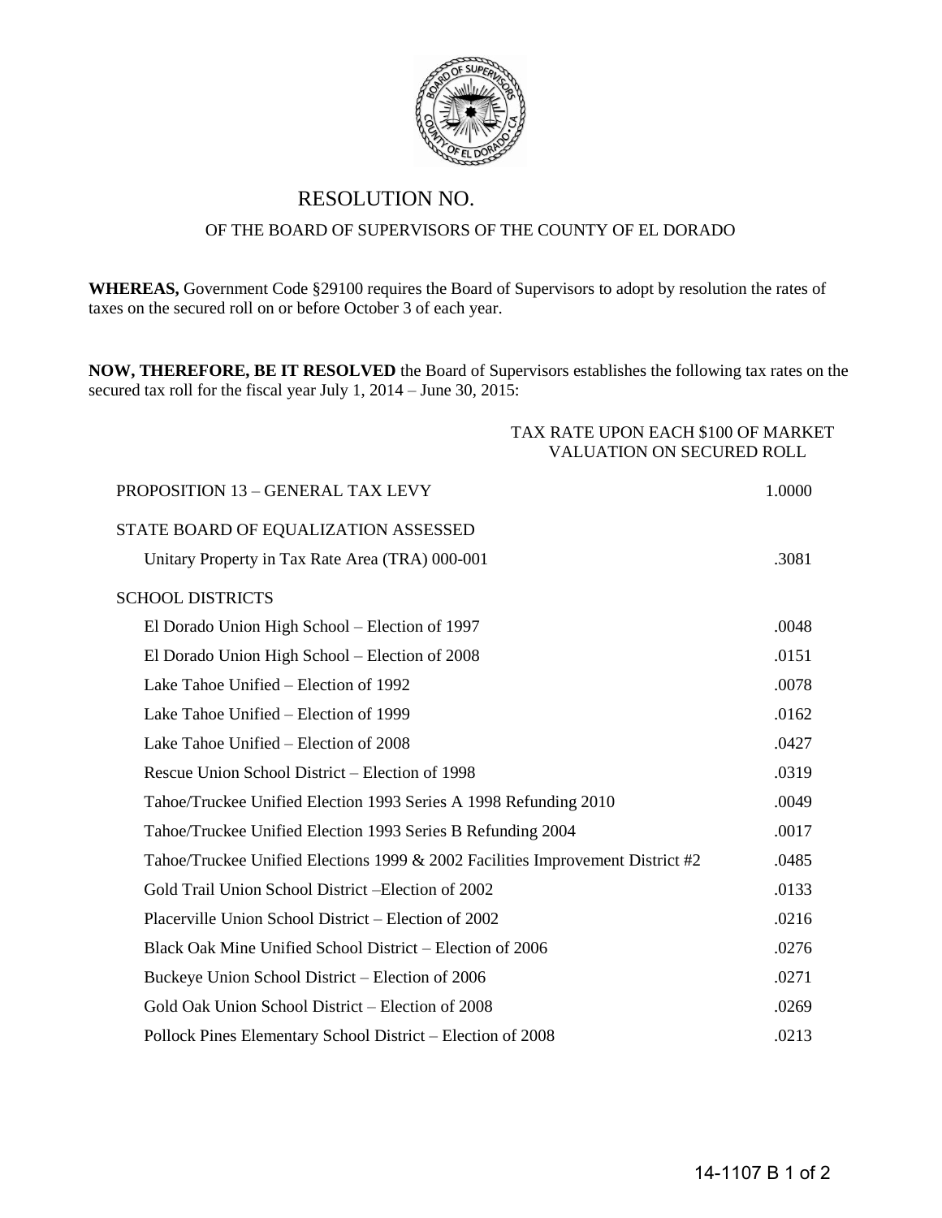# RESOLUTION NO.

## OF THE BOARD OF SUPERVISORS OF THE COUNTY OF EL DORADO

**WHEREAS,** Government Code §29100 requires the Board of Supervisors to adopt by resolution the rates of taxes on the secured roll on or before October 3 of each year.

**NOW, THEREFORE, BE IT RESOLVED** the Board of Supervisors establishes the following tax rates on the secured tax roll for the fiscal year July 1, 2014 – June 30, 2015:

| | TAX RATE UPON EACH $100 OF MARKET VALUATION ON SECURED ROLL |
|---|---|
| PROPOSITION 13 – GENERAL TAX LEVY | 1.0000 |
| STATE BOARD OF EQUALIZATION ASSESSED | |
| Unitary Property in Tax Rate Area (TRA) 000-001 | .3081 |
| SCHOOL DISTRICTS | |
| El Dorado Union High School – Election of 1997 | .0048 |
| El Dorado Union High School – Election of 2008 | .0151 |
| Lake Tahoe Unified – Election of 1992 | .0078 |
| Lake Tahoe Unified – Election of 1999 | .0162 |
| Lake Tahoe Unified – Election of 2008 | .0427 |
| Rescue Union School District – Election of 1998 | .0319 |
| Tahoe/Truckee Unified Election 1993 Series A 1998 Refunding 2010 | .0049 |
| Tahoe/Truckee Unified Election 1993 Series B Refunding 2004 | .0017 |
| Tahoe/Truckee Unified Elections 1999 & 2002 Facilities Improvement District #2 | .0485 |
| Gold Trail Union School District –Election of 2002 | .0133 |
| Placerville Union School District – Election of 2002 | .0216 |
| Black Oak Mine Unified School District – Election of 2006 | .0276 |
| Buckeye Union School District – Election of 2006 | .0271 |
| Gold Oak Union School District – Election of 2008 | .0269 |
| Pollock Pines Elementary School District – Election of 2008 | .0213 |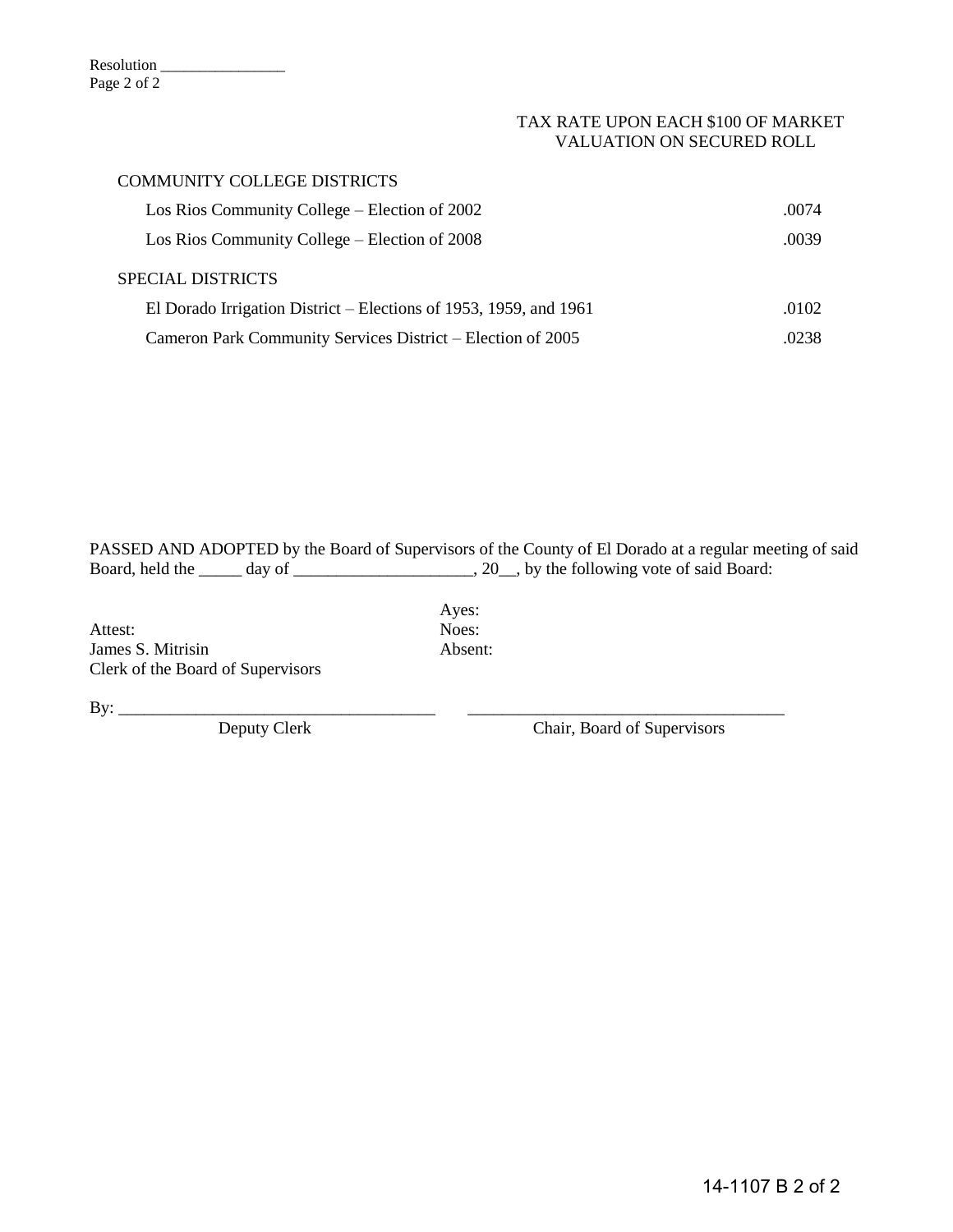TAX RATE UPON EACH $100 OF MARKET VALUATION ON SECURED ROLL

| | |
|---|---|
| COMMUNITY COLLEGE DISTRICTS | |
| Los Rios Community College – Election of 2002 | .0074 |
| Los Rios Community College – Election of 2008 | .0039 |
| SPECIAL DISTRICTS | |
| El Dorado Irrigation District – Elections of 1953, 1959, and 1961 | .0102 |
| Cameron Park Community Services District – Election of 2005 | .0238 |

PASSED AND ADOPTED by the Board of Supervisors of the County of El Dorado at a regular meeting of said Board, held the _____ day of _____________________, 20__, by the following vote of said Board:

Ayes:
Noes:
Absent:

Attest:
James S. Mitrisin
Clerk of the Board of Supervisors

By: _____________________________________
Deputy Clerk

_____________________________________
Chair, Board of Supervisors